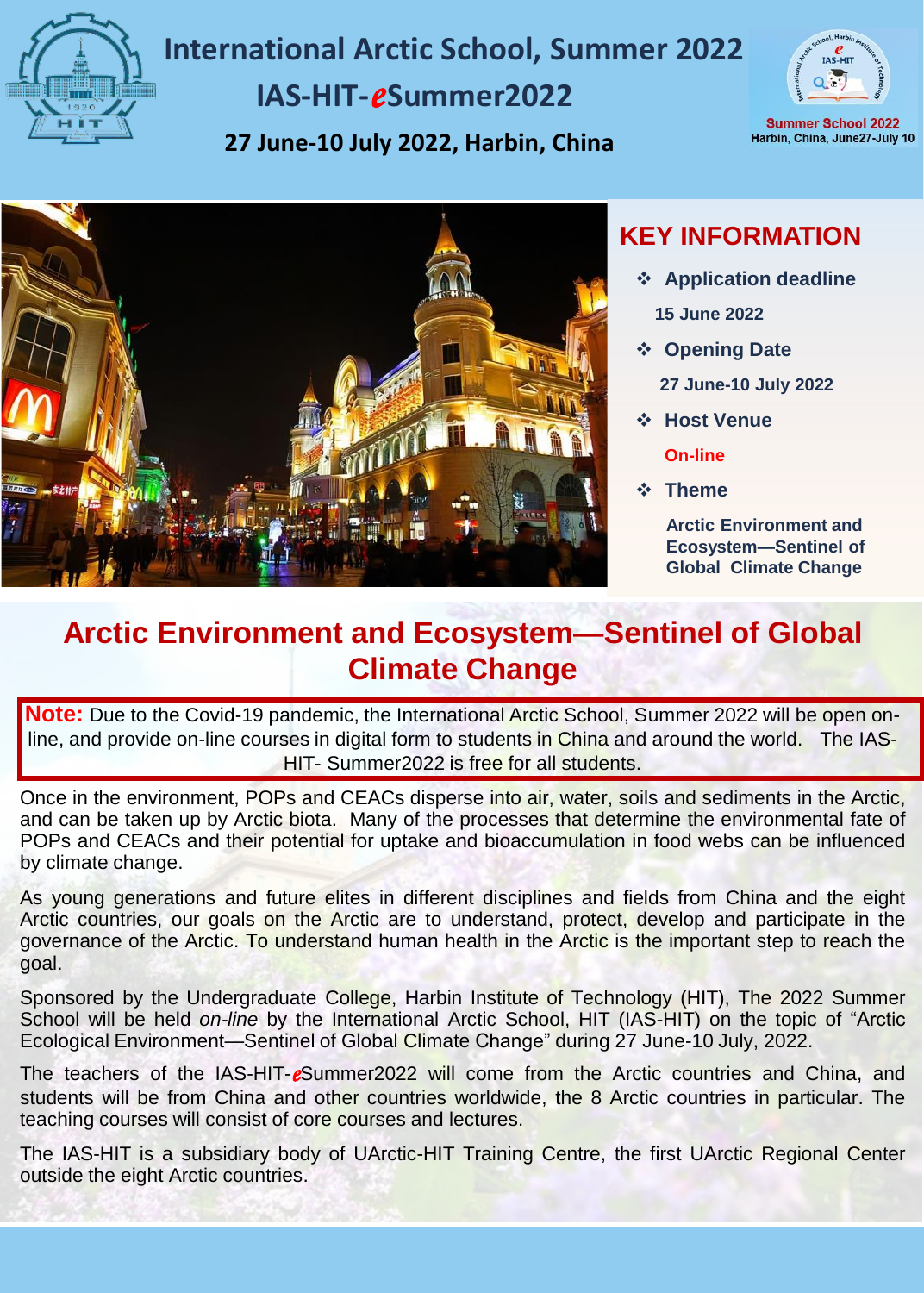# International Arctic School, Summer 2022

## IAS-HIT-*e*Summer2022

**27 June-10 July 2022, Harbin, China**

Summer School 2022
Harbin, China, June27-July 10

## KEY INFORMATION

- **Application deadline**
  **15 June 2022**
- **Opening Date**
  **27 June-10 July 2022**
- **Host Venue**
  **On-line**
- **Theme**
  **Arctic Environment and Ecosystem—Sentinel of Global Climate Change**

## Arctic Environment and Ecosystem—Sentinel of Global Climate Change

**Note:** Due to the Covid-19 pandemic, the International Arctic School, Summer 2022 will be open on-line, and provide on-line courses in digital form to students in China and around the world. The IAS-HIT- Summer2022 is free for all students.

Once in the environment, POPs and CEACs disperse into air, water, soils and sediments in the Arctic, and can be taken up by Arctic biota. Many of the processes that determine the environmental fate of POPs and CEACs and their potential for uptake and bioaccumulation in food webs can be influenced by climate change.

As young generations and future elites in different disciplines and fields from China and the eight Arctic countries, our goals on the Arctic are to understand, protect, develop and participate in the governance of the Arctic. To understand human health in the Arctic is the important step to reach the goal.

Sponsored by the Undergraduate College, Harbin Institute of Technology (HIT), The 2022 Summer School will be held *on-line* by the International Arctic School, HIT (IAS-HIT) on the topic of "Arctic Ecological Environment—Sentinel of Global Climate Change" during 27 June-10 July, 2022.

The teachers of the IAS-HIT-*e*Summer2022 will come from the Arctic countries and China, and students will be from China and other countries worldwide, the 8 Arctic countries in particular. The teaching courses will consist of core courses and lectures.

The IAS-HIT is a subsidiary body of UArctic-HIT Training Centre, the first UArctic Regional Center outside the eight Arctic countries.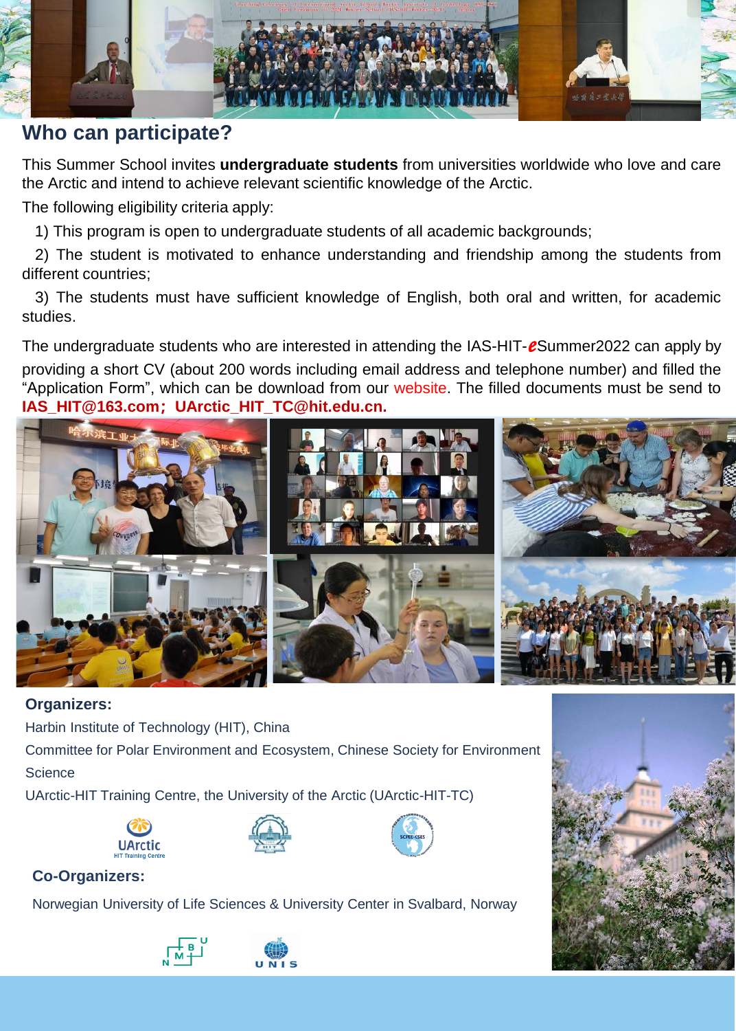## Who can participate?

This Summer School invites **undergraduate students** from universities worldwide who love and care the Arctic and intend to achieve relevant scientific knowledge of the Arctic.

The following eligibility criteria apply:

1) This program is open to undergraduate students of all academic backgrounds;

2) The student is motivated to enhance understanding and friendship among the students from different countries;

3) The students must have sufficient knowledge of English, both oral and written, for academic studies.

The undergraduate students who are interested in attending the IAS-HIT-*e*Summer2022 can apply by providing a short CV (about 200 words including email address and telephone number) and filled the "Application Form", which can be download from our website. The filled documents must be send to **IAS_HIT@163.com；UArctic_HIT_TC@hit.edu.cn.**

**Organizers:**

Harbin Institute of Technology (HIT), China

Committee for Polar Environment and Ecosystem, Chinese Society for Environment Science

UArctic-HIT Training Centre, the University of the Arctic (UArctic-HIT-TC)

**Co-Organizers:**

Norwegian University of Life Sciences & University Center in Svalbard, Norway